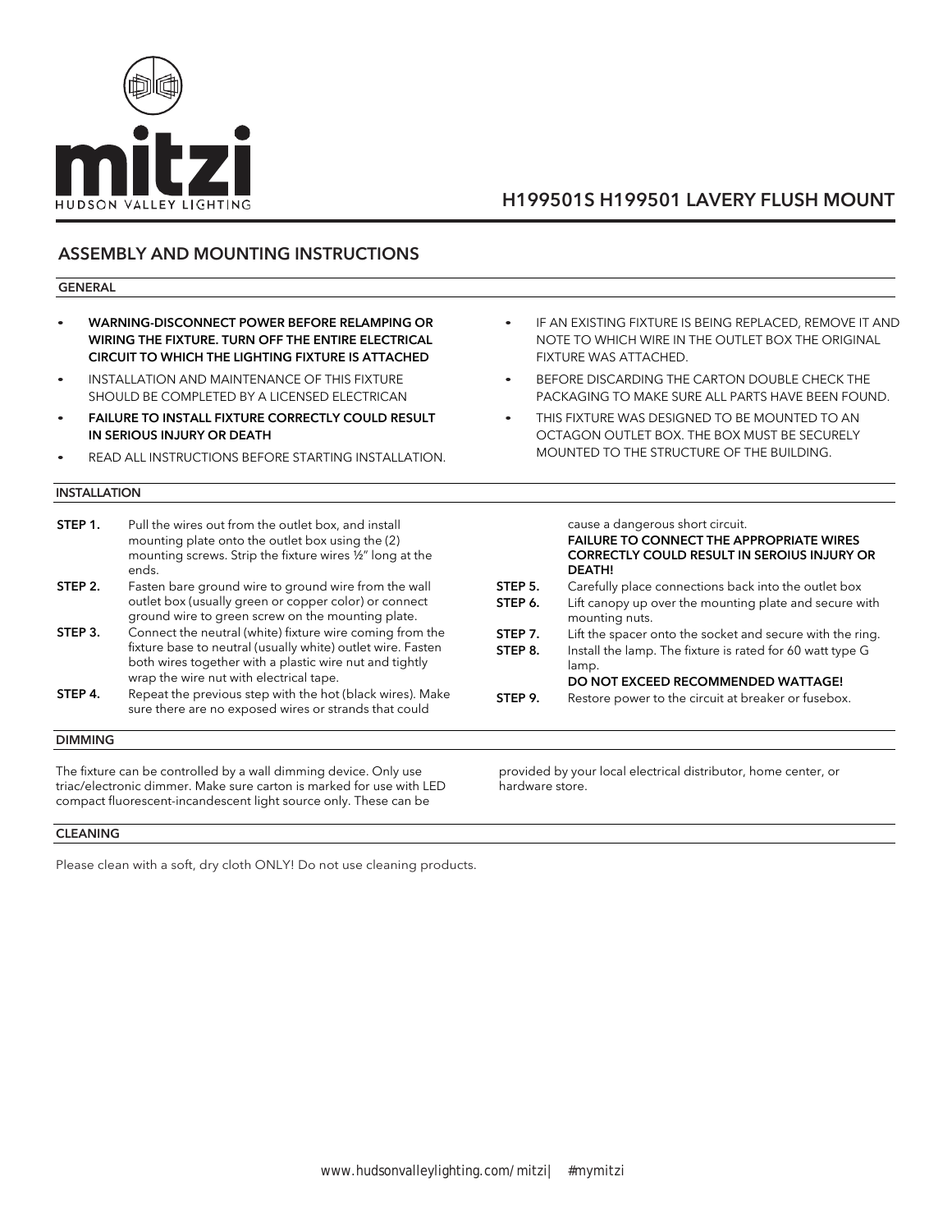mitzi

HUDSON VALLEY LIGHTING

# H199501S H199501 LAVERY FLUSH MOUNT

## ASSEMBLY AND MOUNTING INSTRUCTIONS

### GENERAL

- **WARNING-DISCONNECT POWER BEFORE RELAMPING OR WIRING THE FIXTURE. TURN OFF THE ENTIRE ELECTRICAL CIRCUIT TO WHICH THE LIGHTING FIXTURE IS ATTACHED**
- INSTALLATION AND MAINTENANCE OF THIS FIXTURE SHOULD BE COMPLETED BY A LICENSED ELECTRICAN
- **FAILURE TO INSTALL FIXTURE CORRECTLY COULD RESULT IN SERIOUS INJURY OR DEATH**
- READ ALL INSTRUCTIONS BEFORE STARTING INSTALLATION.
- IF AN EXISTING FIXTURE IS BEING REPLACED, REMOVE IT AND NOTE TO WHICH WIRE IN THE OUTLET BOX THE ORIGINAL FIXTURE WAS ATTACHED.
- BEFORE DISCARDING THE CARTON DOUBLE CHECK THE PACKAGING TO MAKE SURE ALL PARTS HAVE BEEN FOUND.
- THIS FIXTURE WAS DESIGNED TO BE MOUNTED TO AN OCTAGON OUTLET BOX. THE BOX MUST BE SECURELY MOUNTED TO THE STRUCTURE OF THE BUILDING.

### INSTALLATION

**STEP 1.** Pull the wires out from the outlet box, and install mounting plate onto the outlet box using the (2) mounting screws. Strip the fixture wires ½" long at the ends.

**STEP 2.** Fasten bare ground wire to ground wire from the wall outlet box (usually green or copper color) or connect ground wire to green screw on the mounting plate.

**STEP 3.** Connect the neutral (white) fixture wire coming from the fixture base to neutral (usually white) outlet wire. Fasten both wires together with a plastic wire nut and tightly wrap the wire nut with electrical tape.

**STEP 4.** Repeat the previous step with the hot (black wires). Make sure there are no exposed wires or strands that could cause a dangerous short circuit.
**FAILURE TO CONNECT THE APPROPRIATE WIRES CORRECTLY COULD RESULT IN SEROIUS INJURY OR DEATH!**

**STEP 5.** Carefully place connections back into the outlet box

**STEP 6.** Lift canopy up over the mounting plate and secure with mounting nuts.

**STEP 7.** Lift the spacer onto the socket and secure with the ring.

**STEP 8.** Install the lamp. The fixture is rated for 60 watt type G lamp.
**DO NOT EXCEED RECOMMENDED WATTAGE!**

**STEP 9.** Restore power to the circuit at breaker or fusebox.

### DIMMING

The fixture can be controlled by a wall dimming device. Only use triac/electronic dimmer. Make sure carton is marked for use with LED compact fluorescent-incandescent light source only. These can be provided by your local electrical distributor, home center, or hardware store.

### CLEANING

Please clean with a soft, dry cloth ONLY! Do not use cleaning products.

www.hudsonvalleylighting.com/mitzi | #mymitzi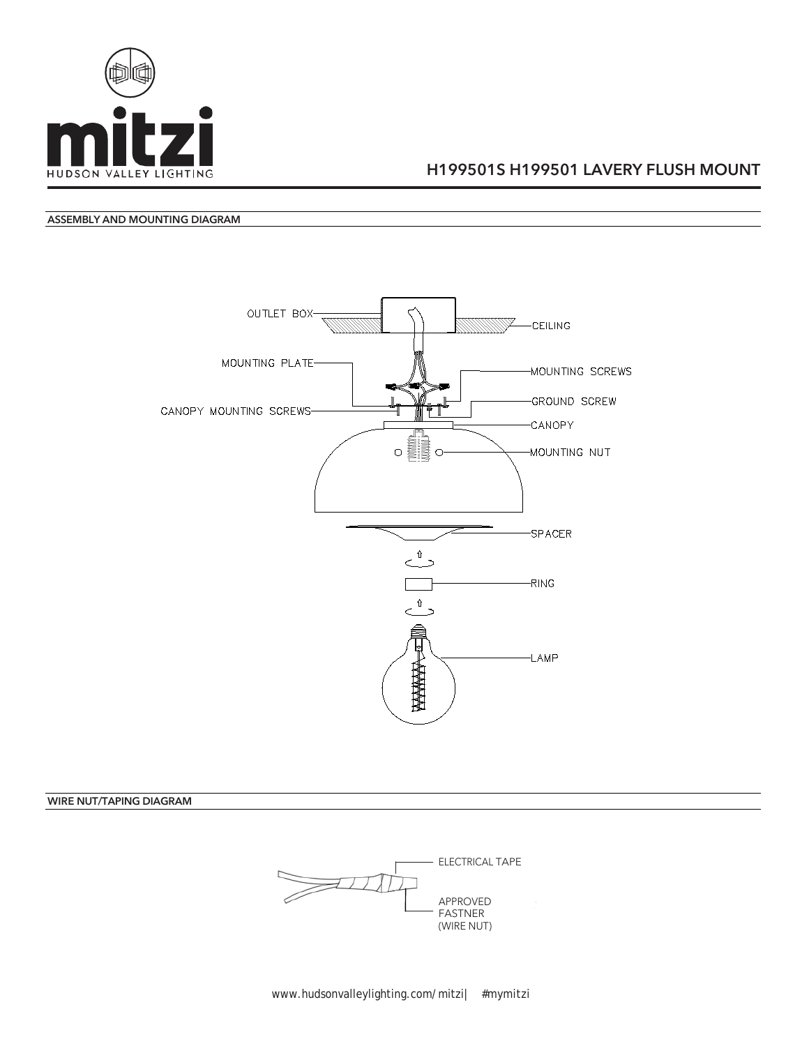# H199501S H199501 LAVERY FLUSH MOUNT

## ASSEMBLY AND MOUNTING DIAGRAM

OUTLET BOX

CEILING

MOUNTING PLATE

MOUNTING SCREWS

CANOPY MOUNTING SCREWS

GROUND SCREW

CANOPY

MOUNTING NUT

SPACER

RING

LAMP

## WIRE NUT/TAPING DIAGRAM

ELECTRICAL TAPE

APPROVED FASTNER (WIRE NUT)

www.hudsonvalleylighting.com/mitzi | #mymitzi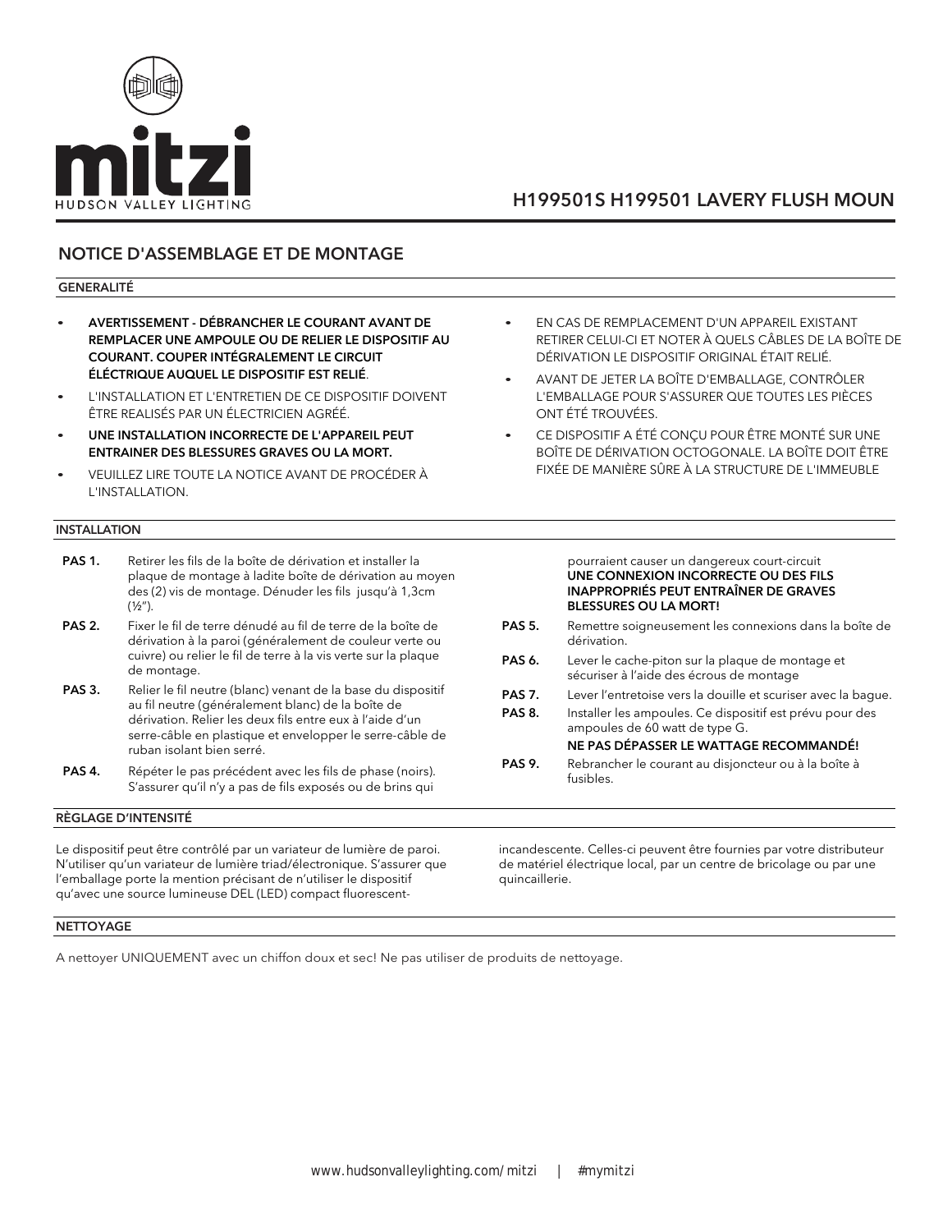mitzi

HUDSON VALLEY LIGHTING

## H199501S H199501 LAVERY FLUSH MOUN

# NOTICE D'ASSEMBLAGE ET DE MONTAGE

### GENERALITÉ

- **AVERTISSEMENT - DÉBRANCHER LE COURANT AVANT DE REMPLACER UNE AMPOULE OU DE RELIER LE DISPOSITIF AU COURANT. COUPER INTÉGRALEMENT LE CIRCUIT ÉLÉCTRIQUE AUQUEL LE DISPOSITIF EST RELIÉ**.
- L'INSTALLATION ET L'ENTRETIEN DE CE DISPOSITIF DOIVENT ÊTRE REALISÉS PAR UN ÉLECTRICIEN AGRÉÉ.
- **UNE INSTALLATION INCORRECTE DE L'APPAREIL PEUT ENTRAINER DES BLESSURES GRAVES OU LA MORT.**
- VEUILLEZ LIRE TOUTE LA NOTICE AVANT DE PROCÉDER À L'INSTALLATION.
- EN CAS DE REMPLACEMENT D'UN APPAREIL EXISTANT RETIRER CELUI-CI ET NOTER À QUELS CÂBLES DE LA BOÎTE DE DÉRIVATION LE DISPOSITIF ORIGINAL ÉTAIT RELIÉ.
- AVANT DE JETER LA BOÎTE D'EMBALLAGE, CONTRÔLER L'EMBALLAGE POUR S'ASSURER QUE TOUTES LES PIÈCES ONT ÉTÉ TROUVÉES.
- CE DISPOSITIF A ÉTÉ CONÇU POUR ÊTRE MONTÉ SUR UNE BOÎTE DE DÉRIVATION OCTOGONALE. LA BOÎTE DOIT ÊTRE FIXÉE DE MANIÈRE SÛRE À LA STRUCTURE DE L'IMMEUBLE

### INSTALLATION

**PAS 1.** Retirer les fils de la boîte de dérivation et installer la plaque de montage à ladite boîte de dérivation au moyen des (2) vis de montage. Dénuder les fils jusqu'à 1,3cm (½").

**PAS 2.** Fixer le fil de terre dénudé au fil de terre de la boîte de dérivation à la paroi (généralement de couleur verte ou cuivre) ou relier le fil de terre à la vis verte sur la plaque de montage.

**PAS 3.** Relier le fil neutre (blanc) venant de la base du dispositif au fil neutre (généralement blanc) de la boîte de dérivation. Relier les deux fils entre eux à l'aide d'un serre-câble en plastique et envelopper le serre-câble de ruban isolant bien serré.

**PAS 4.** Répéter le pas précédent avec les fils de phase (noirs). S'assurer qu'il n'y a pas de fils exposés ou de brins qui pourraient causer un dangereux court-circuit
**UNE CONNEXION INCORRECTE OU DES FILS INAPPROPRIÉS PEUT ENTRAÎNER DE GRAVES BLESSURES OU LA MORT!**

**PAS 5.** Remettre soigneusement les connexions dans la boîte de dérivation.

**PAS 6.** Lever le cache-piton sur la plaque de montage et sécuriser à l'aide des écrous de montage

**PAS 7.** Lever l'entretoise vers la douille et scuriser avec la bague.

**PAS 8.** Installer les ampoules. Ce dispositif est prévu pour des ampoules de 60 watt de type G.
**NE PAS DÉPASSER LE WATTAGE RECOMMANDÉ!**

**PAS 9.** Rebrancher le courant au disjoncteur ou à la boîte à fusibles.

### RÈGLAGE D'INTENSITÉ

Le dispositif peut être contrôlé par un variateur de lumière de paroi. N'utiliser qu'un variateur de lumière triad/électronique. S'assurer que l'emballage porte la mention précisant de n'utiliser le dispositif qu'avec une source lumineuse DEL (LED) compact fluorescent-incandescente. Celles-ci peuvent être fournies par votre distributeur de matériel électrique local, par un centre de bricolage ou par une quincaillerie.

### NETTOYAGE

A nettoyer UNIQUEMENT avec un chiffon doux et sec! Ne pas utiliser de produits de nettoyage.

www.hudsonvalleylighting.com/mitzi | #mymitzi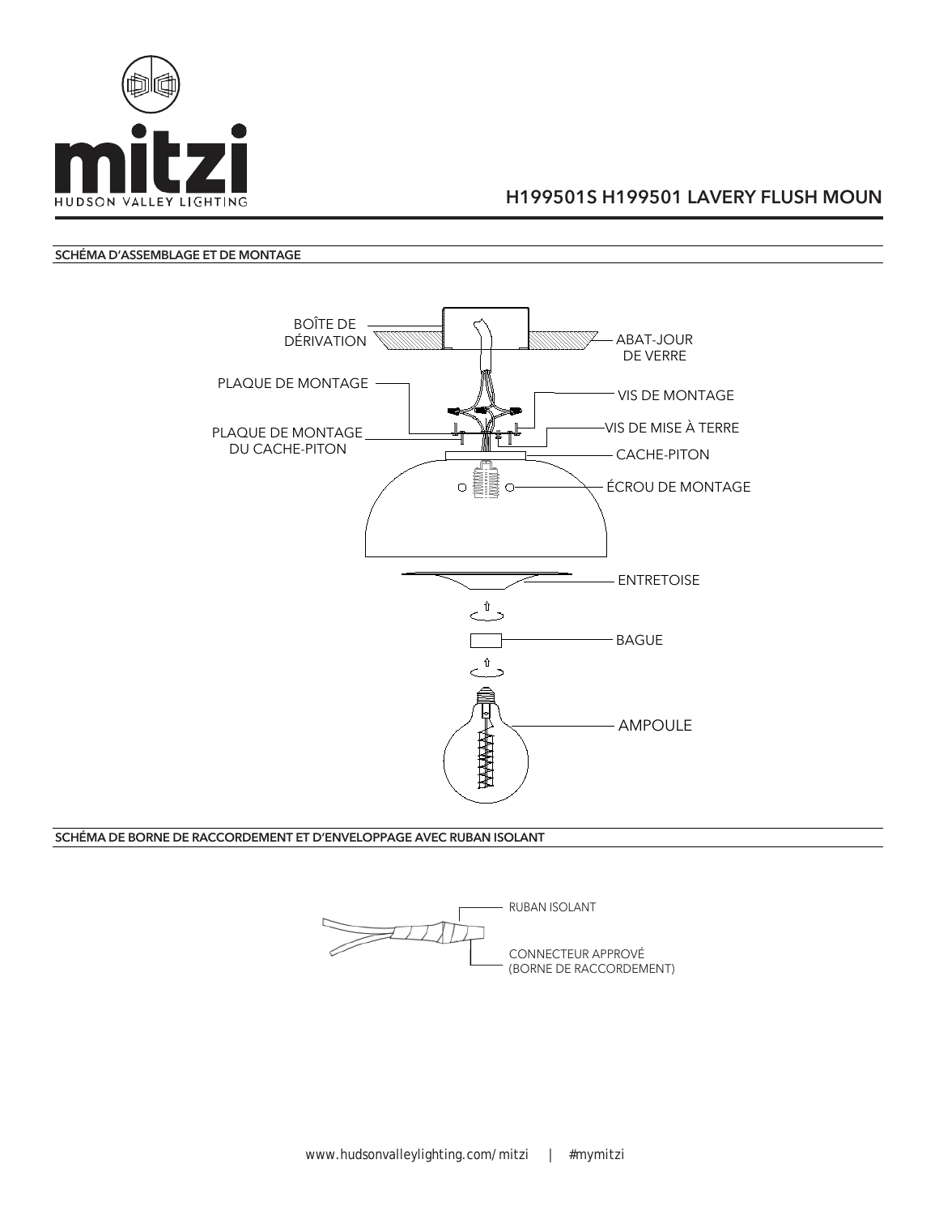# H199501S H199501 LAVERY FLUSH MOUN

## SCHÉMA D'ASSEMBLAGE ET DE MONTAGE

BOÎTE DE DÉRIVATION

ABAT-JOUR DE VERRE

PLAQUE DE MONTAGE

VIS DE MONTAGE

PLAQUE DE MONTAGE DU CACHE-PITON

VIS DE MISE À TERRE

CACHE-PITON

ÉCROU DE MONTAGE

ENTRETOISE

BAGUE

AMPOULE

## SCHÉMA DE BORNE DE RACCORDEMENT ET D'ENVELOPPAGE AVEC RUBAN ISOLANT

RUBAN ISOLANT

CONNECTEUR APPROVÉ (BORNE DE RACCORDEMENT)

www.hudsonvalleylighting.com/mitzi | #mymitzi